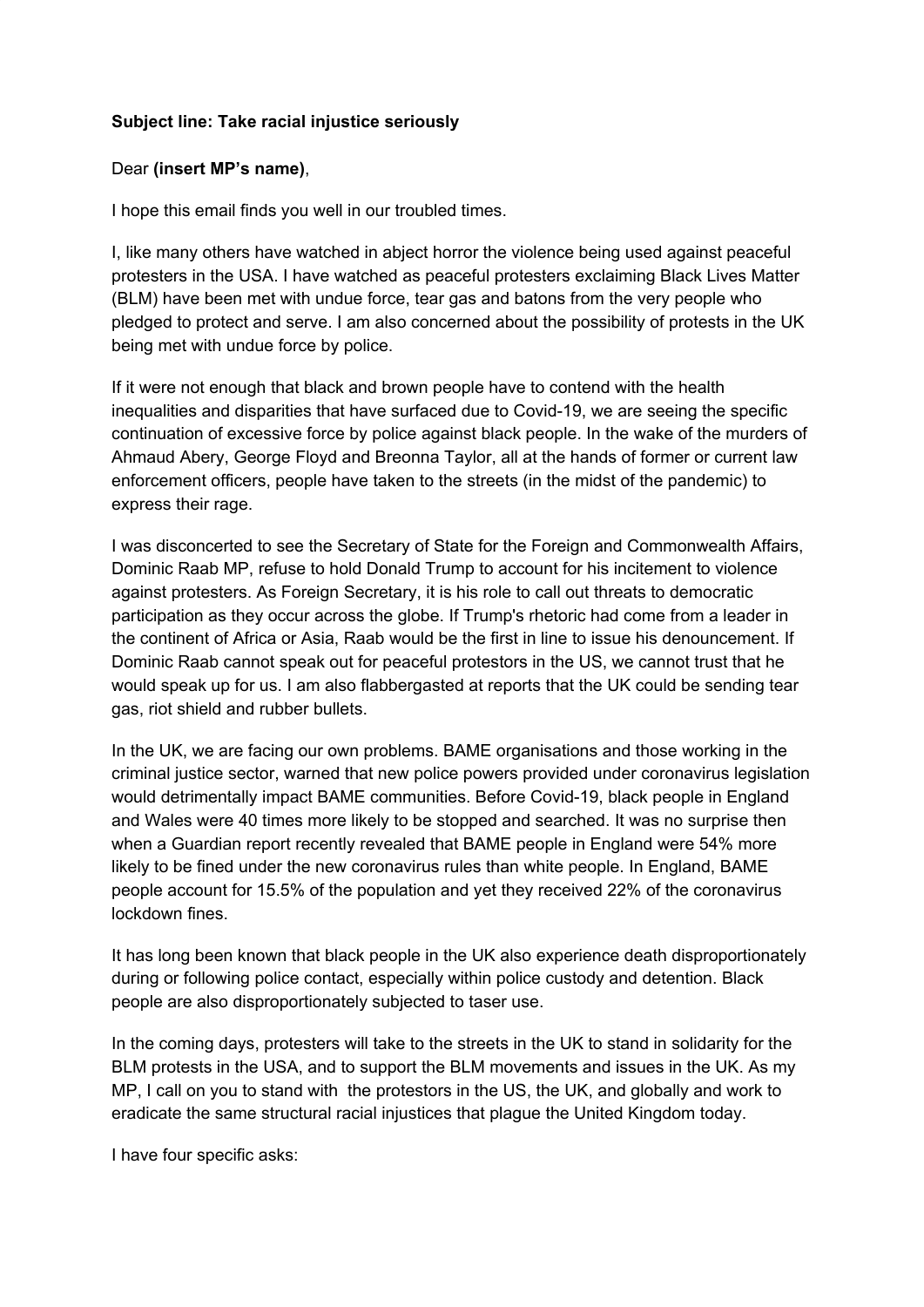**Subject line: Take racial injustice seriously**

Dear **(insert MP's name)**,

I hope this email finds you well in our troubled times.

I, like many others have watched in abject horror the violence being used against peaceful protesters in the USA. I have watched as peaceful protesters exclaiming Black Lives Matter (BLM) have been met with undue force, tear gas and batons from the very people who pledged to protect and serve. I am also concerned about the possibility of protests in the UK being met with undue force by police.

If it were not enough that black and brown people have to contend with the health inequalities and disparities that have surfaced due to Covid-19, we are seeing the specific continuation of excessive force by police against black people. In the wake of the murders of Ahmaud Abery, George Floyd and Breonna Taylor, all at the hands of former or current law enforcement officers, people have taken to the streets (in the midst of the pandemic) to express their rage.

I was disconcerted to see the Secretary of State for the Foreign and Commonwealth Affairs, Dominic Raab MP, refuse to hold Donald Trump to account for his incitement to violence against protesters. As Foreign Secretary, it is his role to call out threats to democratic participation as they occur across the globe. If Trump's rhetoric had come from a leader in the continent of Africa or Asia, Raab would be the first in line to issue his denouncement. If Dominic Raab cannot speak out for peaceful protestors in the US, we cannot trust that he would speak up for us. I am also flabbergasted at reports that the UK could be sending tear gas, riot shield and rubber bullets.

In the UK, we are facing our own problems. BAME organisations and those working in the criminal justice sector, warned that new police powers provided under coronavirus legislation would detrimentally impact BAME communities. Before Covid-19, black people in England and Wales were 40 times more likely to be stopped and searched. It was no surprise then when a Guardian report recently revealed that BAME people in England were 54% more likely to be fined under the new coronavirus rules than white people. In England, BAME people account for 15.5% of the population and yet they received 22% of the coronavirus lockdown fines.

It has long been known that black people in the UK also experience death disproportionately during or following police contact, especially within police custody and detention. Black people are also disproportionately subjected to taser use.

In the coming days, protesters will take to the streets in the UK to stand in solidarity for the BLM protests in the USA, and to support the BLM movements and issues in the UK. As my MP, I call on you to stand with the protestors in the US, the UK, and globally and work to eradicate the same structural racial injustices that plague the United Kingdom today.

I have four specific asks: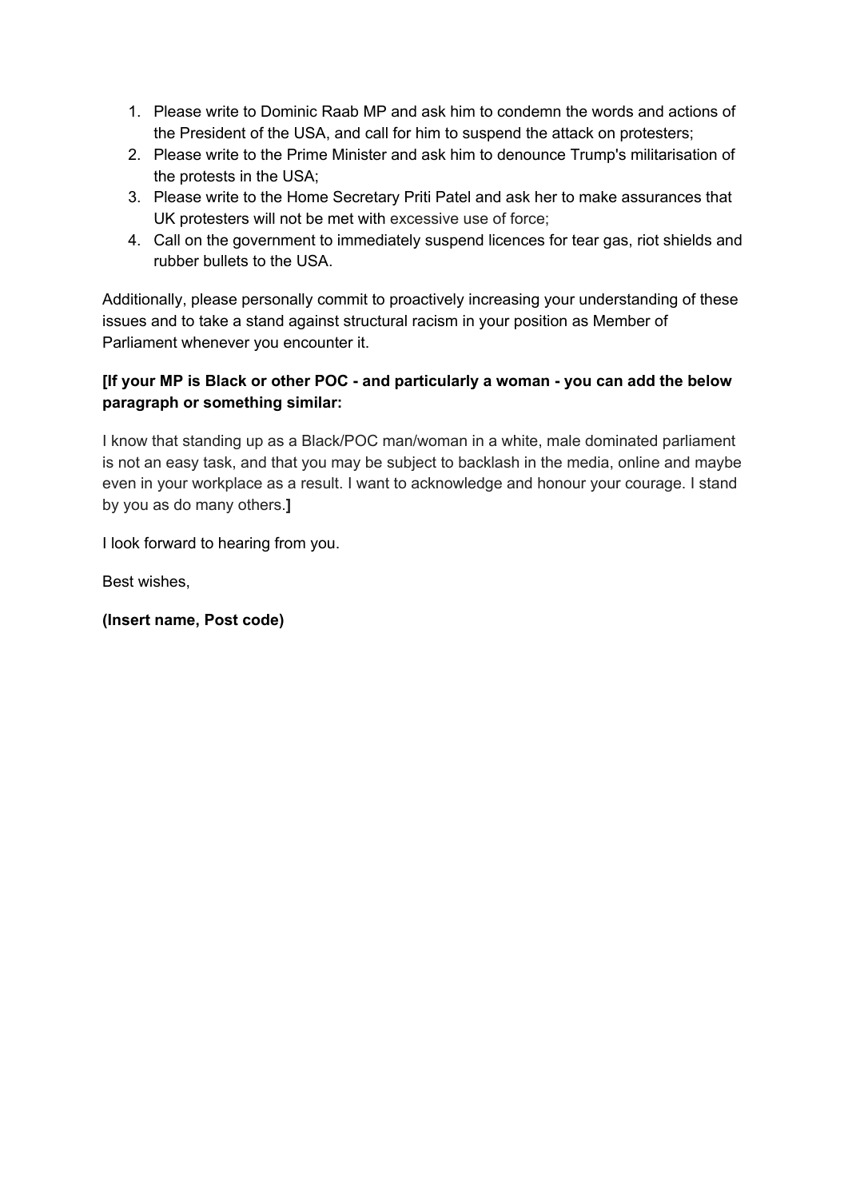1. Please write to Dominic Raab MP and ask him to condemn the words and actions of the President of the USA, and call for him to suspend the attack on protesters;
2. Please write to the Prime Minister and ask him to denounce Trump's militarisation of the protests in the USA;
3. Please write to the Home Secretary Priti Patel and ask her to make assurances that UK protesters will not be met with excessive use of force;
4. Call on the government to immediately suspend licences for tear gas, riot shields and rubber bullets to the USA.

Additionally, please personally commit to proactively increasing your understanding of these issues and to take a stand against structural racism in your position as Member of Parliament whenever you encounter it.

**[If your MP is Black or other POC - and particularly a woman - you can add the below paragraph or something similar:**

I know that standing up as a Black/POC man/woman in a white, male dominated parliament is not an easy task, and that you may be subject to backlash in the media, online and maybe even in your workplace as a result. I want to acknowledge and honour your courage. I stand by you as do many others.**]**

I look forward to hearing from you.

Best wishes,

**(Insert name, Post code)**